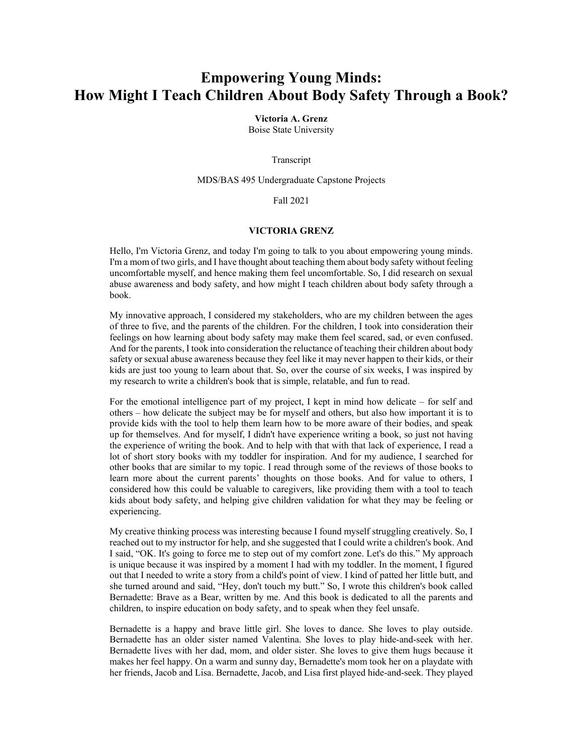# Empowering Young Minds:
# How Might I Teach Children About Body Safety Through a Book?

**Victoria A. Grenz**
Boise State University

Transcript

MDS/BAS 495 Undergraduate Capstone Projects

Fall 2021

## VICTORIA GRENZ

Hello, I'm Victoria Grenz, and today I'm going to talk to you about empowering young minds. I'm a mom of two girls, and I have thought about teaching them about body safety without feeling uncomfortable myself, and hence making them feel uncomfortable. So, I did research on sexual abuse awareness and body safety, and how might I teach children about body safety through a book.

My innovative approach, I considered my stakeholders, who are my children between the ages of three to five, and the parents of the children. For the children, I took into consideration their feelings on how learning about body safety may make them feel scared, sad, or even confused. And for the parents, I took into consideration the reluctance of teaching their children about body safety or sexual abuse awareness because they feel like it may never happen to their kids, or their kids are just too young to learn about that. So, over the course of six weeks, I was inspired by my research to write a children's book that is simple, relatable, and fun to read.

For the emotional intelligence part of my project, I kept in mind how delicate – for self and others – how delicate the subject may be for myself and others, but also how important it is to provide kids with the tool to help them learn how to be more aware of their bodies, and speak up for themselves. And for myself, I didn't have experience writing a book, so just not having the experience of writing the book. And to help with that with that lack of experience, I read a lot of short story books with my toddler for inspiration. And for my audience, I searched for other books that are similar to my topic. I read through some of the reviews of those books to learn more about the current parents' thoughts on those books. And for value to others, I considered how this could be valuable to caregivers, like providing them with a tool to teach kids about body safety, and helping give children validation for what they may be feeling or experiencing.

My creative thinking process was interesting because I found myself struggling creatively. So, I reached out to my instructor for help, and she suggested that I could write a children's book. And I said, "OK. It's going to force me to step out of my comfort zone. Let's do this." My approach is unique because it was inspired by a moment I had with my toddler. In the moment, I figured out that I needed to write a story from a child's point of view. I kind of patted her little butt, and she turned around and said, "Hey, don't touch my butt." So, I wrote this children's book called Bernadette: Brave as a Bear, written by me. And this book is dedicated to all the parents and children, to inspire education on body safety, and to speak when they feel unsafe.

Bernadette is a happy and brave little girl. She loves to dance. She loves to play outside. Bernadette has an older sister named Valentina. She loves to play hide-and-seek with her. Bernadette lives with her dad, mom, and older sister. She loves to give them hugs because it makes her feel happy. On a warm and sunny day, Bernadette's mom took her on a playdate with her friends, Jacob and Lisa. Bernadette, Jacob, and Lisa first played hide-and-seek. They played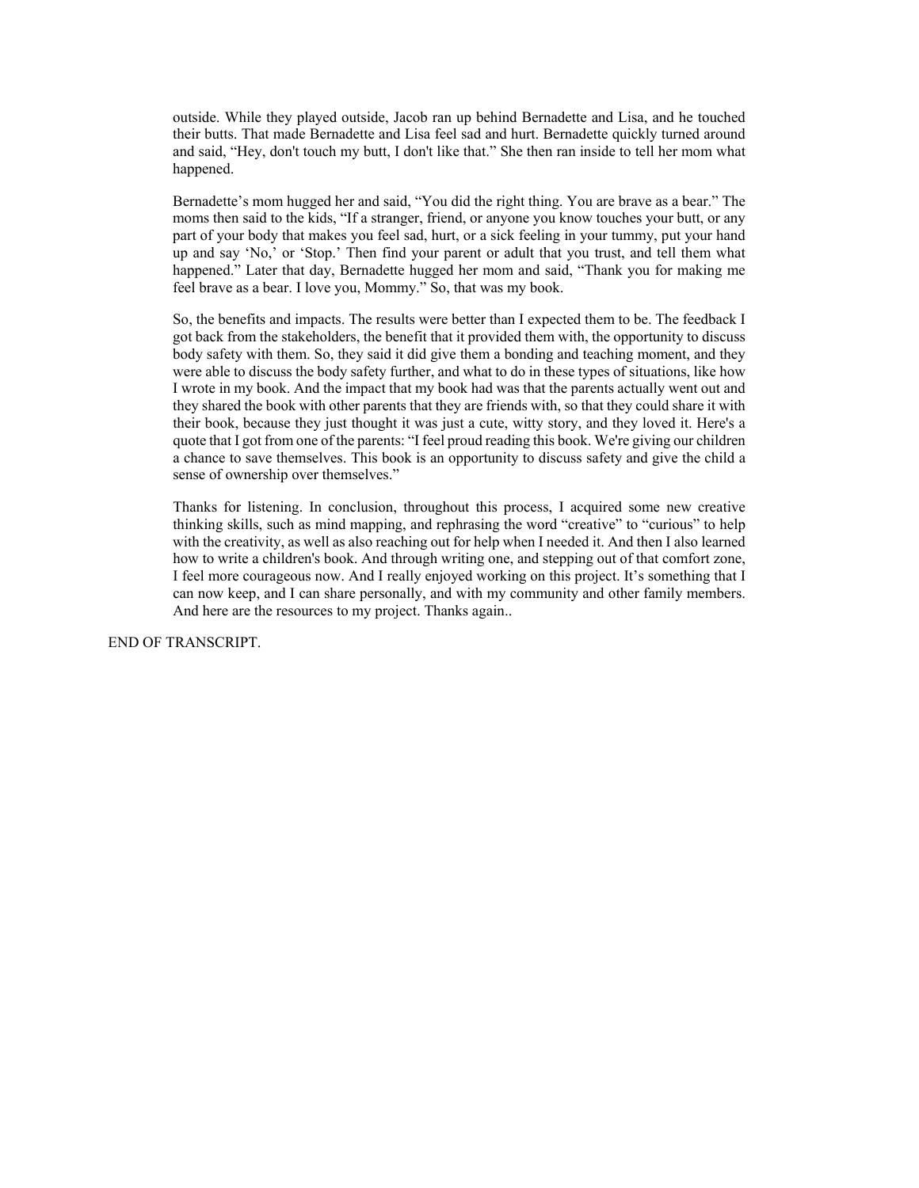outside. While they played outside, Jacob ran up behind Bernadette and Lisa, and he touched their butts. That made Bernadette and Lisa feel sad and hurt. Bernadette quickly turned around and said, "Hey, don't touch my butt, I don't like that." She then ran inside to tell her mom what happened.

Bernadette's mom hugged her and said, "You did the right thing. You are brave as a bear." The moms then said to the kids, "If a stranger, friend, or anyone you know touches your butt, or any part of your body that makes you feel sad, hurt, or a sick feeling in your tummy, put your hand up and say 'No,' or 'Stop.' Then find your parent or adult that you trust, and tell them what happened." Later that day, Bernadette hugged her mom and said, "Thank you for making me feel brave as a bear. I love you, Mommy." So, that was my book.

So, the benefits and impacts. The results were better than I expected them to be. The feedback I got back from the stakeholders, the benefit that it provided them with, the opportunity to discuss body safety with them. So, they said it did give them a bonding and teaching moment, and they were able to discuss the body safety further, and what to do in these types of situations, like how I wrote in my book. And the impact that my book had was that the parents actually went out and they shared the book with other parents that they are friends with, so that they could share it with their book, because they just thought it was just a cute, witty story, and they loved it. Here's a quote that I got from one of the parents: "I feel proud reading this book. We're giving our children a chance to save themselves. This book is an opportunity to discuss safety and give the child a sense of ownership over themselves."

Thanks for listening. In conclusion, throughout this process, I acquired some new creative thinking skills, such as mind mapping, and rephrasing the word "creative" to "curious" to help with the creativity, as well as also reaching out for help when I needed it. And then I also learned how to write a children's book. And through writing one, and stepping out of that comfort zone, I feel more courageous now. And I really enjoyed working on this project. It's something that I can now keep, and I can share personally, and with my community and other family members. And here are the resources to my project. Thanks again..

END OF TRANSCRIPT.